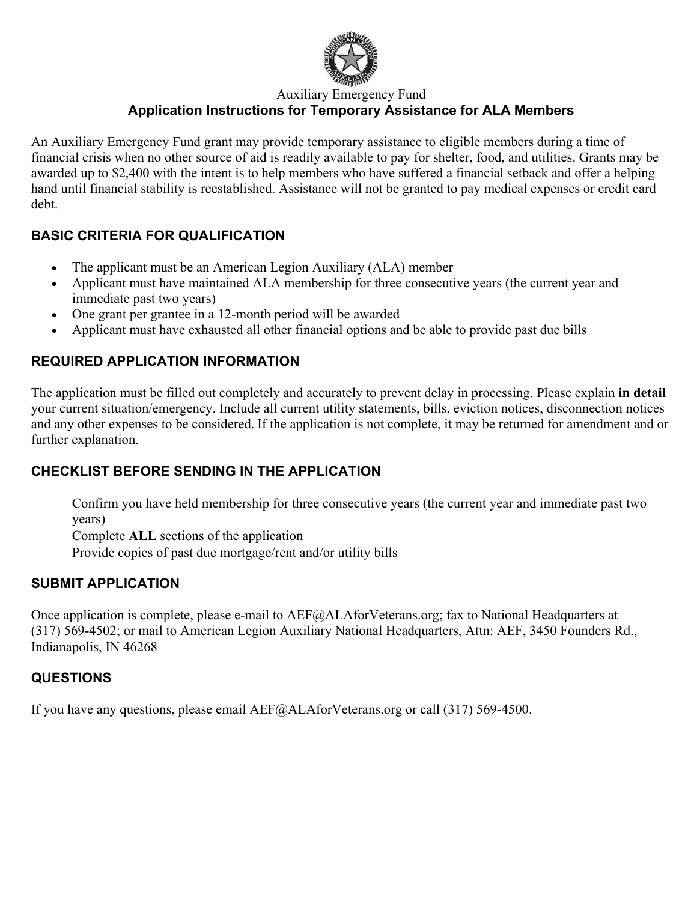Auxiliary Emergency Fund

# Application Instructions for Temporary Assistance for ALA Members

An Auxiliary Emergency Fund grant may provide temporary assistance to eligible members during a time of financial crisis when no other source of aid is readily available to pay for shelter, food, and utilities. Grants may be awarded up to $2,400 with the intent is to help members who have suffered a financial setback and offer a helping hand until financial stability is reestablished. Assistance will not be granted to pay medical expenses or credit card debt.

## BASIC CRITERIA FOR QUALIFICATION

- The applicant must be an American Legion Auxiliary (ALA) member
- Applicant must have maintained ALA membership for three consecutive years (the current year and immediate past two years)
- One grant per grantee in a 12-month period will be awarded
- Applicant must have exhausted all other financial options and be able to provide past due bills

## REQUIRED APPLICATION INFORMATION

The application must be filled out completely and accurately to prevent delay in processing. Please explain **in detail** your current situation/emergency. Include all current utility statements, bills, eviction notices, disconnection notices and any other expenses to be considered. If the application is not complete, it may be returned for amendment and or further explanation.

## CHECKLIST BEFORE SENDING IN THE APPLICATION

Confirm you have held membership for three consecutive years (the current year and immediate past two years)

Complete **ALL** sections of the application

Provide copies of past due mortgage/rent and/or utility bills

## SUBMIT APPLICATION

Once application is complete, please e-mail to AEF@ALAforVeterans.org; fax to National Headquarters at (317) 569-4502; or mail to American Legion Auxiliary National Headquarters, Attn: AEF, 3450 Founders Rd., Indianapolis, IN 46268

## QUESTIONS

If you have any questions, please email AEF@ALAforVeterans.org or call (317) 569-4500.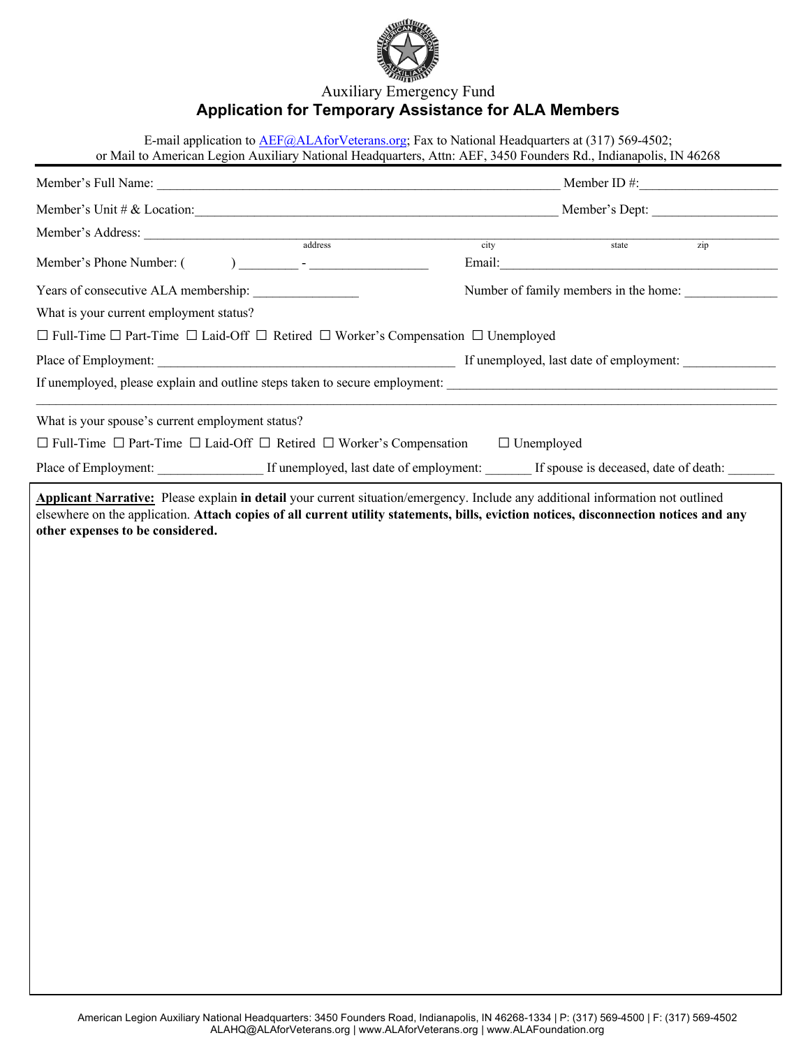Auxiliary Emergency Fund

# Application for Temporary Assistance for ALA Members

E-mail application to AEF@ALAforVeterans.org; Fax to National Headquarters at (317) 569-4502;
or Mail to American Legion Auxiliary National Headquarters, Attn: AEF, 3450 Founders Rd., Indianapolis, IN 46268

---

Member's Full Name: ____________________________________________ Member ID #: ____________________

Member's Unit # & Location: ____________________________________________ Member's Dept: ____________________

Member's Address: ____________________________________________
address city state zip

Member's Phone Number: ( ) ________ - _______________ Email: ____________________________________________

Years of consecutive ALA membership: _______________ Number of family members in the home: _____________

What is your current employment status?

☐ Full-Time ☐ Part-Time ☐ Laid-Off ☐ Retired ☐ Worker's Compensation ☐ Unemployed

Place of Employment: ____________________________________________ If unemployed, last date of employment: _____________

If unemployed, please explain and outline steps taken to secure employment: ____________________________________________

____________________________________________________________________________________________

What is your spouse's current employment status?

☐ Full-Time ☐ Part-Time ☐ Laid-Off ☐ Retired ☐ Worker's Compensation ☐ Unemployed

Place of Employment: _______________ If unemployed, last date of employment: _______ If spouse is deceased, date of death: _______

**Applicant Narrative:** Please explain **in detail** your current situation/emergency. Include any additional information not outlined elsewhere on the application. **Attach copies of all current utility statements, bills, eviction notices, disconnection notices and any other expenses to be considered.**

American Legion Auxiliary National Headquarters: 3450 Founders Road, Indianapolis, IN 46268-1334 | P: (317) 569-4500 | F: (317) 569-4502
ALAHQ@ALAforVeterans.org | www.ALAforVeterans.org | www.ALAFoundation.org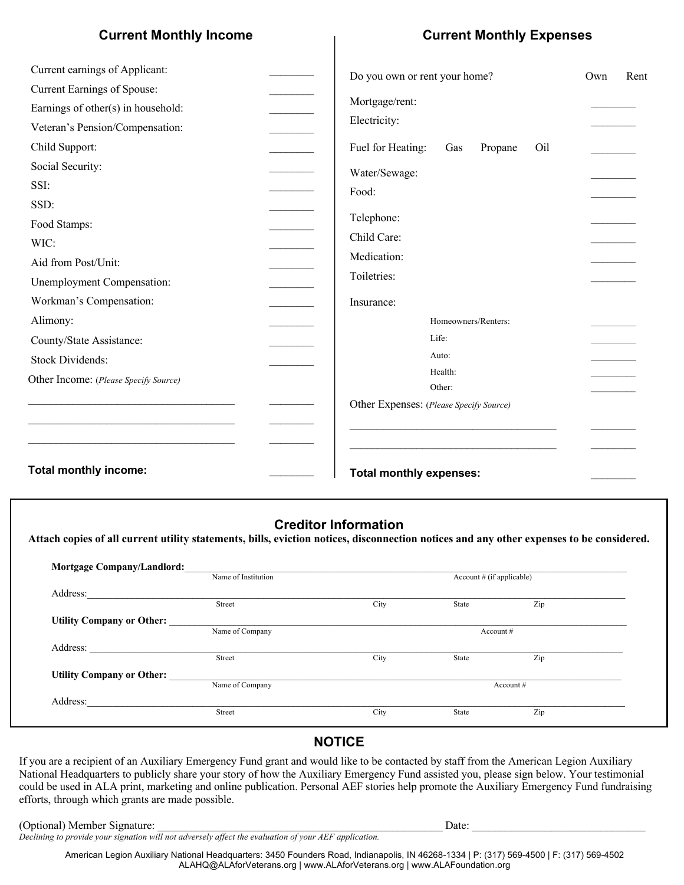## Current Monthly Income

| | |
|---|---|
| Current earnings of Applicant: | ________ |
| Current Earnings of Spouse: | ________ |
| Earnings of other(s) in household: | ________ |
| Veteran's Pension/Compensation: | ________ |
| Child Support: | ________ |
| Social Security: | ________ |
| SSI: | ________ |
| SSD: | ________ |
| Food Stamps: | ________ |
| WIC: | ________ |
| Aid from Post/Unit: | ________ |
| Unemployment Compensation: | ________ |
| Workman's Compensation: | ________ |
| Alimony: | ________ |
| County/State Assistance: | ________ |
| Stock Dividends: | ________ |
| Other Income: (*Please Specify Source*) | |
| ____________________________________ | ________ |
| ____________________________________ | ________ |
| ____________________________________ | ________ |
| **Total monthly income:** | ________ |

## Current Monthly Expenses

| | |
|---|---|
| Do you own or rent your home? | Own Rent |
| Mortgage/rent: | ________ |
| Electricity: | ________ |
| Fuel for Heating: Gas Propane Oil | ________ |
| Water/Sewage: | ________ |
| Food: | ________ |
| Telephone: | ________ |
| Child Care: | ________ |
| Medication: | ________ |
| Toiletries: | ________ |
| Insurance: | |
| Homeowners/Renters: | ________ |
| Life: | ________ |
| Auto: | ________ |
| Health: | ________ |
| Other: | ________ |
| Other Expenses: (*Please Specify Source*) | |
| ____________________________________ | ________ |
| ____________________________________ | ________ |
| **Total monthly expenses:** | ________ |

## Creditor Information

**Attach copies of all current utility statements, bills, eviction notices, disconnection notices and any other expenses to be considered.**

**Mortgage Company/Landlord:** ______________________________________________
Name of Institution    Account # (if applicable)

Address: ______________________________________________
Street    City    State    Zip

**Utility Company or Other:** ______________________________________________
Name of Company    Account #

Address: ______________________________________________
Street    City    State    Zip

**Utility Company or Other:** ______________________________________________
Name of Company    Account #

Address: ______________________________________________
Street    City    State    Zip

## NOTICE

If you are a recipient of an Auxiliary Emergency Fund grant and would like to be contacted by staff from the American Legion Auxiliary National Headquarters to publicly share your story of how the Auxiliary Emergency Fund assisted you, please sign below. Your testimonial could be used in ALA print, marketing and online publication. Personal AEF stories help promote the Auxiliary Emergency Fund fundraising efforts, through which grants are made possible.

(Optional) Member Signature: ______________________________ Date: ____________________

*Declining to provide your signation will not adversely affect the evaluation of your AEF application.*

American Legion Auxiliary National Headquarters: 3450 Founders Road, Indianapolis, IN 46268-1334 | P: (317) 569-4500 | F: (317) 569-4502
ALAHQ@ALAforVeterans.org | www.ALAforVeterans.org | www.ALAFoundation.org